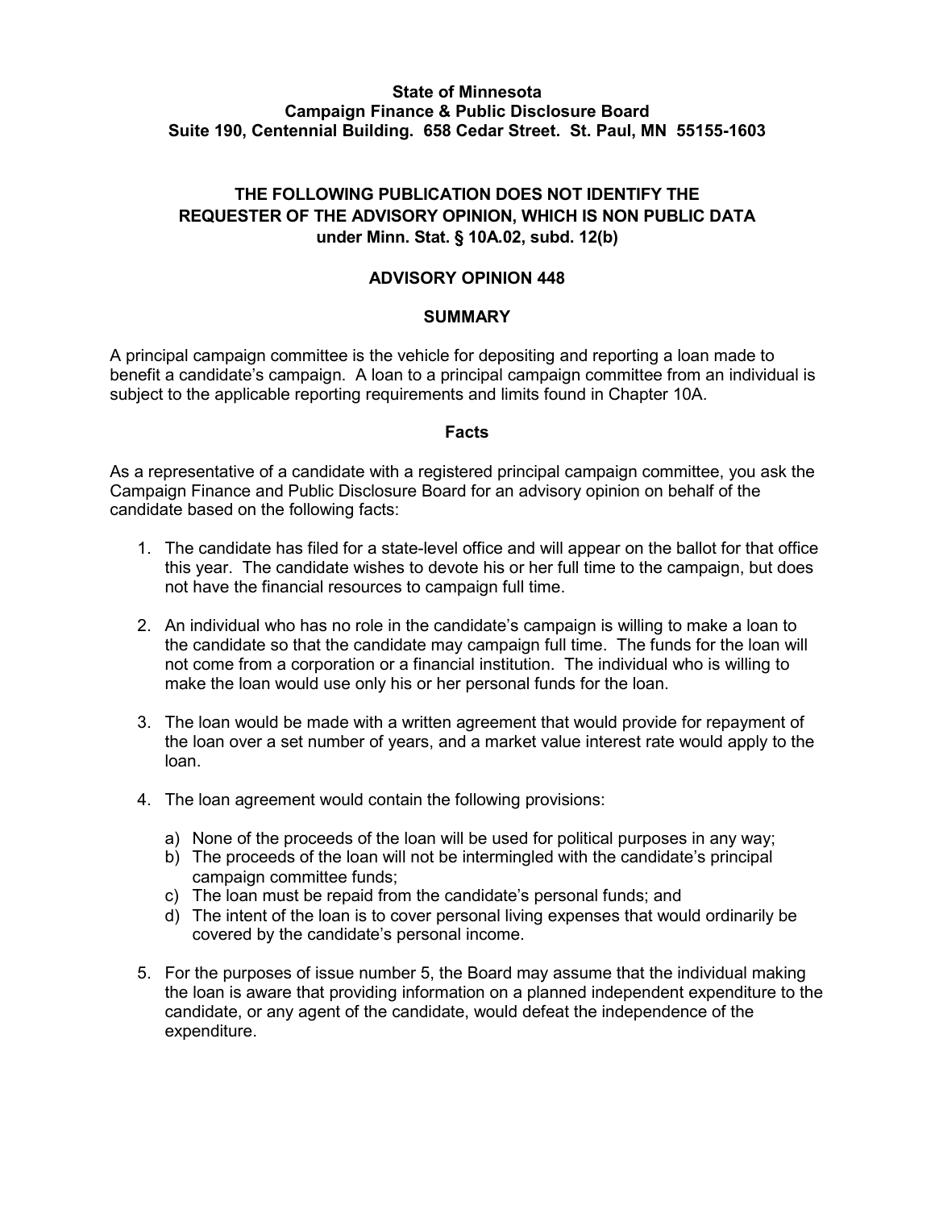**State of Minnesota**
**Campaign Finance & Public Disclosure Board**
**Suite 190, Centennial Building. 658 Cedar Street. St. Paul, MN 55155-1603**

**THE FOLLOWING PUBLICATION DOES NOT IDENTIFY THE REQUESTER OF THE ADVISORY OPINION, WHICH IS NON PUBLIC DATA under Minn. Stat. § 10A.02, subd. 12(b)**

# ADVISORY OPINION 448

## SUMMARY

A principal campaign committee is the vehicle for depositing and reporting a loan made to benefit a candidate's campaign. A loan to a principal campaign committee from an individual is subject to the applicable reporting requirements and limits found in Chapter 10A.

## Facts

As a representative of a candidate with a registered principal campaign committee, you ask the Campaign Finance and Public Disclosure Board for an advisory opinion on behalf of the candidate based on the following facts:

1. The candidate has filed for a state-level office and will appear on the ballot for that office this year. The candidate wishes to devote his or her full time to the campaign, but does not have the financial resources to campaign full time.

2. An individual who has no role in the candidate's campaign is willing to make a loan to the candidate so that the candidate may campaign full time. The funds for the loan will not come from a corporation or a financial institution. The individual who is willing to make the loan would use only his or her personal funds for the loan.

3. The loan would be made with a written agreement that would provide for repayment of the loan over a set number of years, and a market value interest rate would apply to the loan.

4. The loan agreement would contain the following provisions:

   a) None of the proceeds of the loan will be used for political purposes in any way;
   b) The proceeds of the loan will not be intermingled with the candidate's principal campaign committee funds;
   c) The loan must be repaid from the candidate's personal funds; and
   d) The intent of the loan is to cover personal living expenses that would ordinarily be covered by the candidate's personal income.

5. For the purposes of issue number 5, the Board may assume that the individual making the loan is aware that providing information on a planned independent expenditure to the candidate, or any agent of the candidate, would defeat the independence of the expenditure.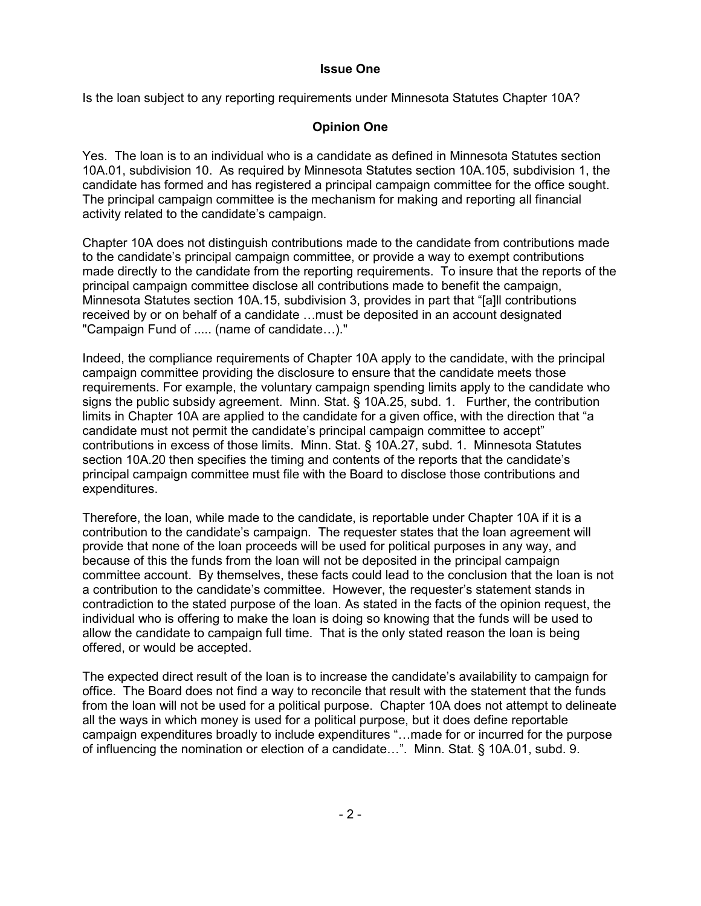**Issue One**

Is the loan subject to any reporting requirements under Minnesota Statutes Chapter 10A?

**Opinion One**

Yes. The loan is to an individual who is a candidate as defined in Minnesota Statutes section 10A.01, subdivision 10. As required by Minnesota Statutes section 10A.105, subdivision 1, the candidate has formed and has registered a principal campaign committee for the office sought. The principal campaign committee is the mechanism for making and reporting all financial activity related to the candidate's campaign.

Chapter 10A does not distinguish contributions made to the candidate from contributions made to the candidate's principal campaign committee, or provide a way to exempt contributions made directly to the candidate from the reporting requirements. To insure that the reports of the principal campaign committee disclose all contributions made to benefit the campaign, Minnesota Statutes section 10A.15, subdivision 3, provides in part that "[a]ll contributions received by or on behalf of a candidate …must be deposited in an account designated "Campaign Fund of ..... (name of candidate…)."

Indeed, the compliance requirements of Chapter 10A apply to the candidate, with the principal campaign committee providing the disclosure to ensure that the candidate meets those requirements. For example, the voluntary campaign spending limits apply to the candidate who signs the public subsidy agreement. Minn. Stat. § 10A.25, subd. 1. Further, the contribution limits in Chapter 10A are applied to the candidate for a given office, with the direction that "a candidate must not permit the candidate's principal campaign committee to accept" contributions in excess of those limits. Minn. Stat. § 10A.27, subd. 1. Minnesota Statutes section 10A.20 then specifies the timing and contents of the reports that the candidate's principal campaign committee must file with the Board to disclose those contributions and expenditures.

Therefore, the loan, while made to the candidate, is reportable under Chapter 10A if it is a contribution to the candidate's campaign. The requester states that the loan agreement will provide that none of the loan proceeds will be used for political purposes in any way, and because of this the funds from the loan will not be deposited in the principal campaign committee account. By themselves, these facts could lead to the conclusion that the loan is not a contribution to the candidate's committee. However, the requester's statement stands in contradiction to the stated purpose of the loan. As stated in the facts of the opinion request, the individual who is offering to make the loan is doing so knowing that the funds will be used to allow the candidate to campaign full time. That is the only stated reason the loan is being offered, or would be accepted.

The expected direct result of the loan is to increase the candidate's availability to campaign for office. The Board does not find a way to reconcile that result with the statement that the funds from the loan will not be used for a political purpose. Chapter 10A does not attempt to delineate all the ways in which money is used for a political purpose, but it does define reportable campaign expenditures broadly to include expenditures "…made for or incurred for the purpose of influencing the nomination or election of a candidate…". Minn. Stat. § 10A.01, subd. 9.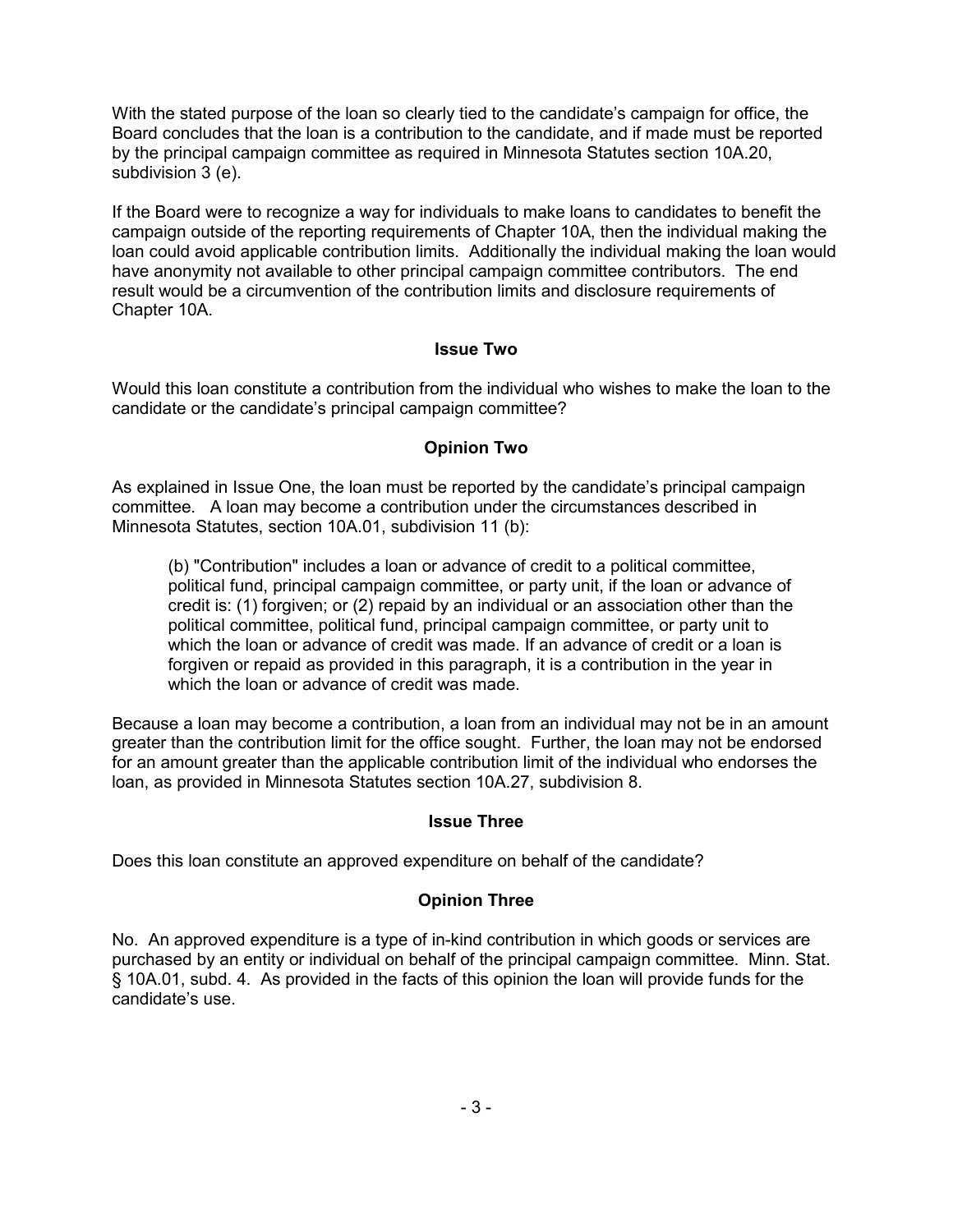With the stated purpose of the loan so clearly tied to the candidate's campaign for office, the Board concludes that the loan is a contribution to the candidate, and if made must be reported by the principal campaign committee as required in Minnesota Statutes section 10A.20, subdivision 3 (e).

If the Board were to recognize a way for individuals to make loans to candidates to benefit the campaign outside of the reporting requirements of Chapter 10A, then the individual making the loan could avoid applicable contribution limits. Additionally the individual making the loan would have anonymity not available to other principal campaign committee contributors. The end result would be a circumvention of the contribution limits and disclosure requirements of Chapter 10A.

**Issue Two**

Would this loan constitute a contribution from the individual who wishes to make the loan to the candidate or the candidate's principal campaign committee?

**Opinion Two**

As explained in Issue One, the loan must be reported by the candidate's principal campaign committee. A loan may become a contribution under the circumstances described in Minnesota Statutes, section 10A.01, subdivision 11 (b):

> (b) "Contribution" includes a loan or advance of credit to a political committee, political fund, principal campaign committee, or party unit, if the loan or advance of credit is: (1) forgiven; or (2) repaid by an individual or an association other than the political committee, political fund, principal campaign committee, or party unit to which the loan or advance of credit was made. If an advance of credit or a loan is forgiven or repaid as provided in this paragraph, it is a contribution in the year in which the loan or advance of credit was made.

Because a loan may become a contribution, a loan from an individual may not be in an amount greater than the contribution limit for the office sought. Further, the loan may not be endorsed for an amount greater than the applicable contribution limit of the individual who endorses the loan, as provided in Minnesota Statutes section 10A.27, subdivision 8.

**Issue Three**

Does this loan constitute an approved expenditure on behalf of the candidate?

**Opinion Three**

No. An approved expenditure is a type of in-kind contribution in which goods or services are purchased by an entity or individual on behalf of the principal campaign committee. Minn. Stat. § 10A.01, subd. 4. As provided in the facts of this opinion the loan will provide funds for the candidate's use.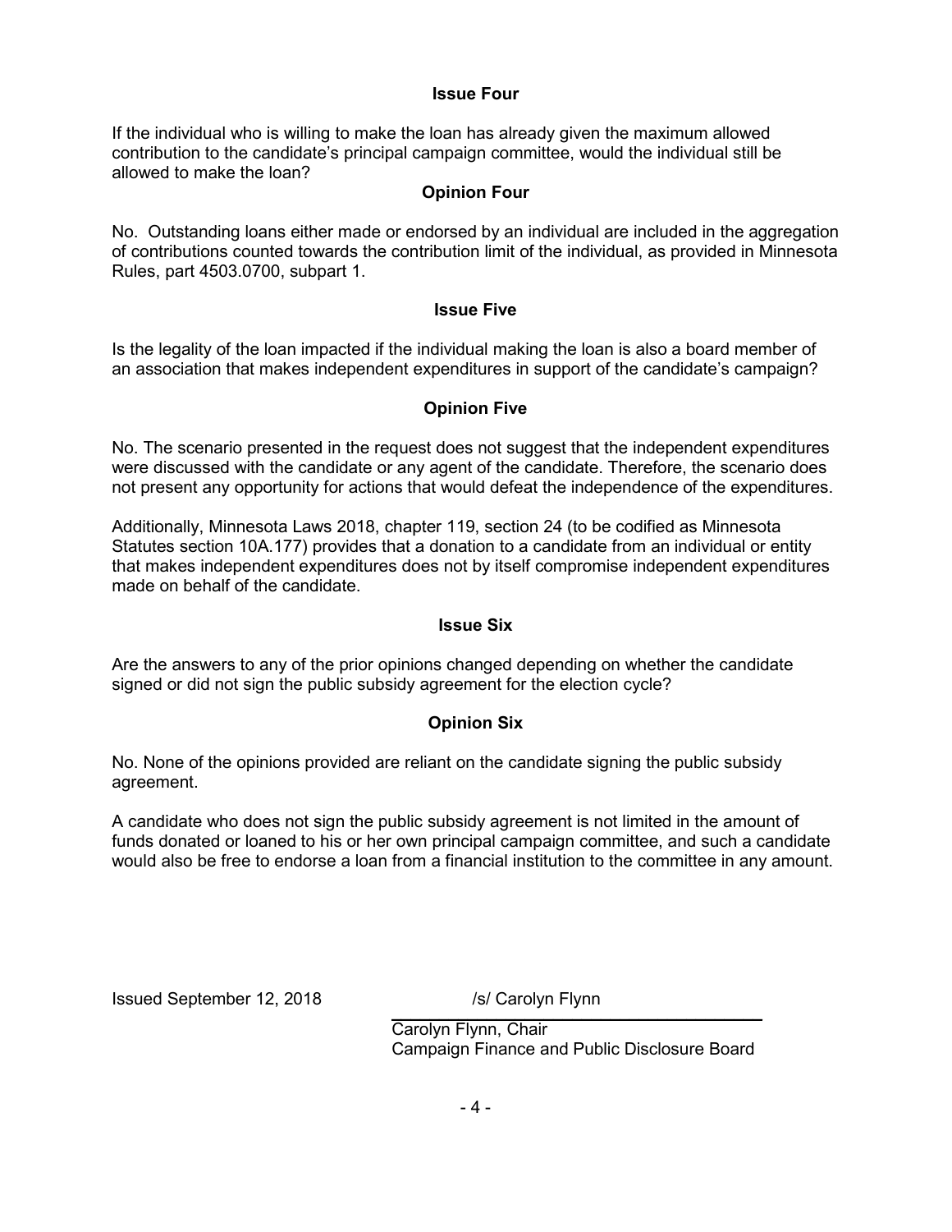### Issue Four

If the individual who is willing to make the loan has already given the maximum allowed contribution to the candidate's principal campaign committee, would the individual still be allowed to make the loan?

### Opinion Four

No. Outstanding loans either made or endorsed by an individual are included in the aggregation of contributions counted towards the contribution limit of the individual, as provided in Minnesota Rules, part 4503.0700, subpart 1.

### Issue Five

Is the legality of the loan impacted if the individual making the loan is also a board member of an association that makes independent expenditures in support of the candidate's campaign?

### Opinion Five

No. The scenario presented in the request does not suggest that the independent expenditures were discussed with the candidate or any agent of the candidate. Therefore, the scenario does not present any opportunity for actions that would defeat the independence of the expenditures.

Additionally, Minnesota Laws 2018, chapter 119, section 24 (to be codified as Minnesota Statutes section 10A.177) provides that a donation to a candidate from an individual or entity that makes independent expenditures does not by itself compromise independent expenditures made on behalf of the candidate.

### Issue Six

Are the answers to any of the prior opinions changed depending on whether the candidate signed or did not sign the public subsidy agreement for the election cycle?

### Opinion Six

No. None of the opinions provided are reliant on the candidate signing the public subsidy agreement.

A candidate who does not sign the public subsidy agreement is not limited in the amount of funds donated or loaned to his or her own principal campaign committee, and such a candidate would also be free to endorse a loan from a financial institution to the committee in any amount.

Issued September 12, 2018

/s/ Carolyn Flynn

Carolyn Flynn, Chair
Campaign Finance and Public Disclosure Board